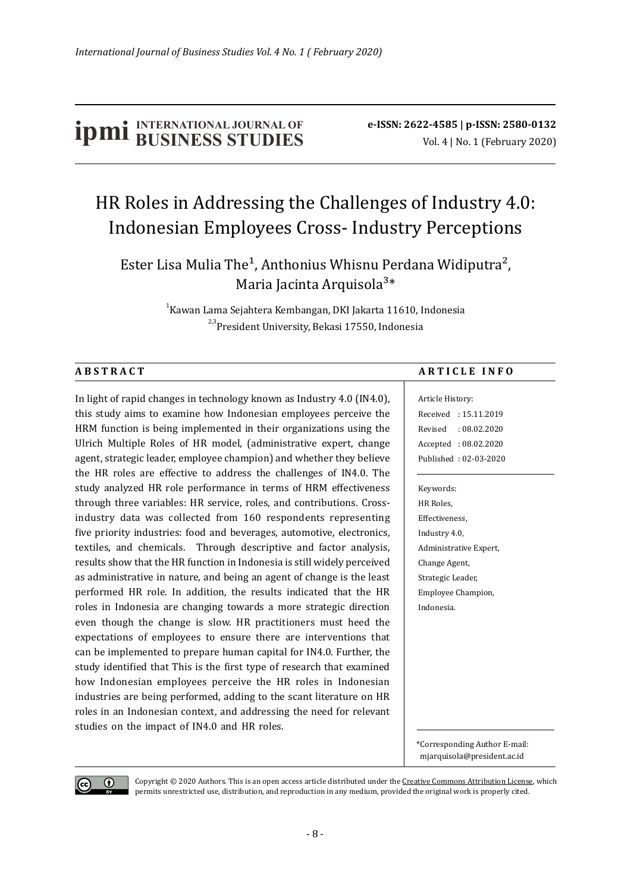# HR Roles in Addressing the Challenges of Industry 4.0: Indonesian Employees Cross- Industry Perceptions

Ester Lisa Mulia The[1], Anthonius Whisnu Perdana Widiputra[2], Maria Jacinta Arquisola[3]*

[1]Kawan Lama Sejahtera Kembangan, DKI Jakarta 11610, Indonesia
[2,3]President University, Bekasi 17550, Indonesia

**A B S T R A C T**

In light of rapid changes in technology known as Industry 4.0 (IN4.0), this study aims to examine how Indonesian employees perceive the HRM function is being implemented in their organizations using the Ulrich Multiple Roles of HR model, (administrative expert, change agent, strategic leader, employee champion) and whether they believe the HR roles are effective to address the challenges of IN4.0. The study analyzed HR role performance in terms of HRM effectiveness through three variables: HR service, roles, and contributions. Cross-industry data was collected from 160 respondents representing five priority industries: food and beverages, automotive, electronics, textiles, and chemicals. Through descriptive and factor analysis, results show that the HR function in Indonesia is still widely perceived as administrative in nature, and being an agent of change is the least performed HR role. In addition, the results indicated that the HR roles in Indonesia are changing towards a more strategic direction even though the change is slow. HR practitioners must heed the expectations of employees to ensure there are interventions that can be implemented to prepare human capital for IN4.0. Further, the study identified that This is the first type of research that examined how Indonesian employees perceive the HR roles in Indonesian industries are being performed, adding to the scant literature on HR roles in an Indonesian context, and addressing the need for relevant studies on the impact of IN4.0 and HR roles.

**A R T I C L E I N F O**

Article History:
Received : 15.11.2019
Revised : 08.02.2020
Accepted : 08.02.2020
Published : 02-03-2020

Keywords:
HR Roles,
Effectiveness,
Industry 4.0,
Administrative Expert,
Change Agent,
Strategic Leader,
Employee Champion,
Indonesia.

*Corresponding Author E-mail: mjarquisola@president.ac.id

Copyright © 2020 Authors. This is an open access article distributed under the Creative Commons Attribution License, which permits unrestricted use, distribution, and reproduction in any medium, provided the original work is properly cited.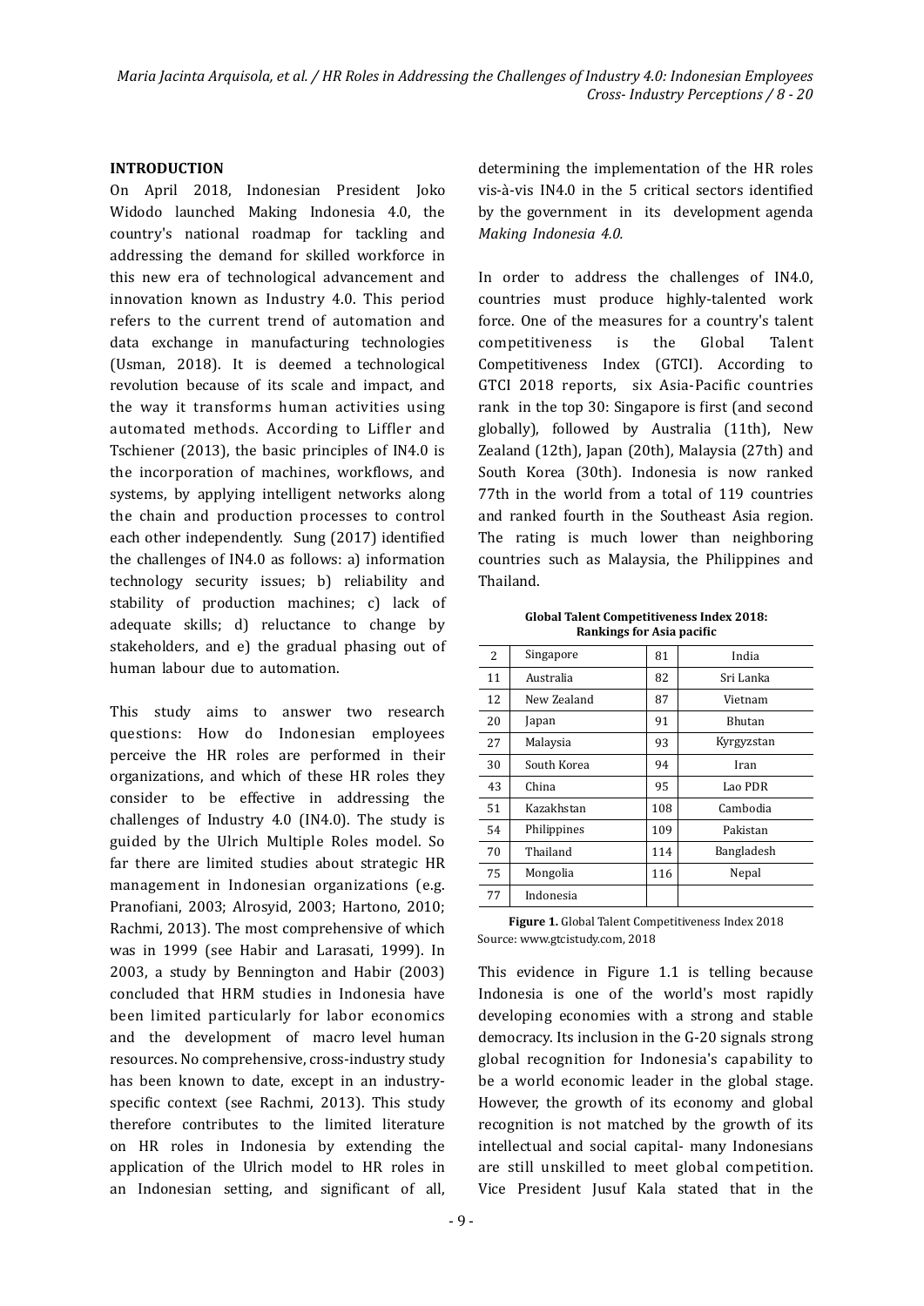## INTRODUCTION

On April 2018, Indonesian President Joko Widodo launched Making Indonesia 4.0, the country's national roadmap for tackling and addressing the demand for skilled workforce in this new era of technological advancement and innovation known as Industry 4.0. This period refers to the current trend of automation and data exchange in manufacturing technologies (Usman, 2018). It is deemed a technological revolution because of its scale and impact, and the way it transforms human activities using automated methods. According to Liffler and Tschiener (2013), the basic principles of IN4.0 is the incorporation of machines, workflows, and systems, by applying intelligent networks along the chain and production processes to control each other independently. Sung (2017) identified the challenges of IN4.0 as follows: a) information technology security issues; b) reliability and stability of production machines; c) lack of adequate skills; d) reluctance to change by stakeholders, and e) the gradual phasing out of human labour due to automation.

This study aims to answer two research questions: How do Indonesian employees perceive the HR roles are performed in their organizations, and which of these HR roles they consider to be effective in addressing the challenges of Industry 4.0 (IN4.0). The study is guided by the Ulrich Multiple Roles model. So far there are limited studies about strategic HR management in Indonesian organizations (e.g. Pranofiani, 2003; Alrosyid, 2003; Hartono, 2010; Rachmi, 2013). The most comprehensive of which was in 1999 (see Habir and Larasati, 1999). In 2003, a study by Bennington and Habir (2003) concluded that HRM studies in Indonesia have been limited particularly for labor economics and the development of macro level human resources. No comprehensive, cross-industry study has been known to date, except in an industry-specific context (see Rachmi, 2013). This study therefore contributes to the limited literature on HR roles in Indonesia by extending the application of the Ulrich model to HR roles in an Indonesian setting, and significant of all, determining the implementation of the HR roles vis-à-vis IN4.0 in the 5 critical sectors identified by the government in its development agenda *Making Indonesia 4.0.*

In order to address the challenges of IN4.0, countries must produce highly-talented work force. One of the measures for a country's talent competitiveness is the Global Talent Competitiveness Index (GTCI). According to GTCI 2018 reports, six Asia-Pacific countries rank in the top 30: Singapore is first (and second globally), followed by Australia (11th), New Zealand (12th), Japan (20th), Malaysia (27th) and South Korea (30th). Indonesia is now ranked 77th in the world from a total of 119 countries and ranked fourth in the Southeast Asia region. The rating is much lower than neighboring countries such as Malaysia, the Philippines and Thailand.

**Global Talent Competitiveness Index 2018: Rankings for Asia pacific**

| | | | |
|---|---|---|---|
| 2 | Singapore | 81 | India |
| 11 | Australia | 82 | Sri Lanka |
| 12 | New Zealand | 87 | Vietnam |
| 20 | Japan | 91 | Bhutan |
| 27 | Malaysia | 93 | Kyrgyzstan |
| 30 | South Korea | 94 | Iran |
| 43 | China | 95 | Lao PDR |
| 51 | Kazakhstan | 108 | Cambodia |
| 54 | Philippines | 109 | Pakistan |
| 70 | Thailand | 114 | Bangladesh |
| 75 | Mongolia | 116 | Nepal |
| 77 | Indonesia | | |

**Figure 1.** Global Talent Competitiveness Index 2018
Source: www.gtcistudy.com, 2018

This evidence in Figure 1.1 is telling because Indonesia is one of the world's most rapidly developing economies with a strong and stable democracy. Its inclusion in the G-20 signals strong global recognition for Indonesia's capability to be a world economic leader in the global stage. However, the growth of its economy and global recognition is not matched by the growth of its intellectual and social capital- many Indonesians are still unskilled to meet global competition. Vice President Jusuf Kala stated that in the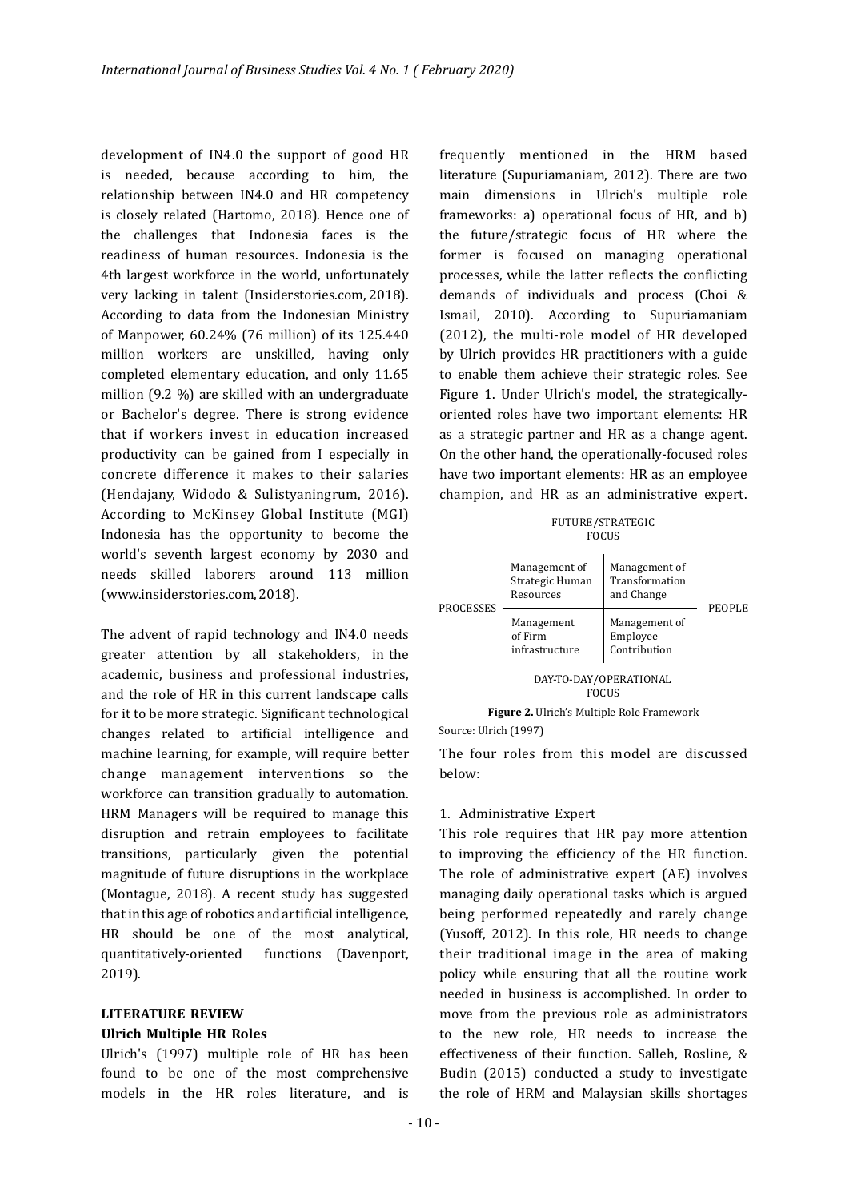development of IN4.0 the support of good HR is needed, because according to him, the relationship between IN4.0 and HR competency is closely related (Hartomo, 2018). Hence one of the challenges that Indonesia faces is the readiness of human resources. Indonesia is the 4th largest workforce in the world, unfortunately very lacking in talent (Insiderstories.com, 2018). According to data from the Indonesian Ministry of Manpower, 60.24% (76 million) of its 125.440 million workers are unskilled, having only completed elementary education, and only 11.65 million (9.2 %) are skilled with an undergraduate or Bachelor's degree. There is strong evidence that if workers invest in education increased productivity can be gained from I especially in concrete difference it makes to their salaries (Hendajany, Widodo & Sulistyaningrum, 2016). According to McKinsey Global Institute (MGI) Indonesia has the opportunity to become the world's seventh largest economy by 2030 and needs skilled laborers around 113 million (www.insiderstories.com, 2018).

The advent of rapid technology and IN4.0 needs greater attention by all stakeholders, in the academic, business and professional industries, and the role of HR in this current landscape calls for it to be more strategic. Significant technological changes related to artificial intelligence and machine learning, for example, will require better change management interventions so the workforce can transition gradually to automation. HRM Managers will be required to manage this disruption and retrain employees to facilitate transitions, particularly given the potential magnitude of future disruptions in the workplace (Montague, 2018). A recent study has suggested that in this age of robotics and artificial intelligence, HR should be one of the most analytical, quantitatively-oriented functions (Davenport, 2019).

## LITERATURE REVIEW

### Ulrich Multiple HR Roles

Ulrich's (1997) multiple role of HR has been found to be one of the most comprehensive models in the HR roles literature, and is frequently mentioned in the HRM based literature (Supuriamaniam, 2012). There are two main dimensions in Ulrich's multiple role frameworks: a) operational focus of HR, and b) the future/strategic focus of HR where the former is focused on managing operational processes, while the latter reflects the conflicting demands of individuals and process (Choi & Ismail, 2010). According to Supuriamaniam (2012), the multi-role model of HR developed by Ulrich provides HR practitioners with a guide to enable them achieve their strategic roles. See Figure 1. Under Ulrich's model, the strategically-oriented roles have two important elements: HR as a strategic partner and HR as a change agent. On the other hand, the operationally-focused roles have two important elements: HR as an employee champion, and HR as an administrative expert.

FUTURE/STRATEGIC FOCUS

| | | | |
|---|---|---|---|
| PROCESSES | Management of Strategic Human Resources | Management of Transformation and Change | PEOPLE |
| | Management of Firm infrastructure | Management of Employee Contribution | |

DAY-TO-DAY/OPERATIONAL FOCUS

**Figure 2.** Ulrich's Multiple Role Framework

Source: Ulrich (1997)

The four roles from this model are discussed below:

1. Administrative Expert

This role requires that HR pay more attention to improving the efficiency of the HR function. The role of administrative expert (AE) involves managing daily operational tasks which is argued being performed repeatedly and rarely change (Yusoff, 2012). In this role, HR needs to change their traditional image in the area of making policy while ensuring that all the routine work needed in business is accomplished. In order to move from the previous role as administrators to the new role, HR needs to increase the effectiveness of their function. Salleh, Rosline, & Budin (2015) conducted a study to investigate the role of HRM and Malaysian skills shortages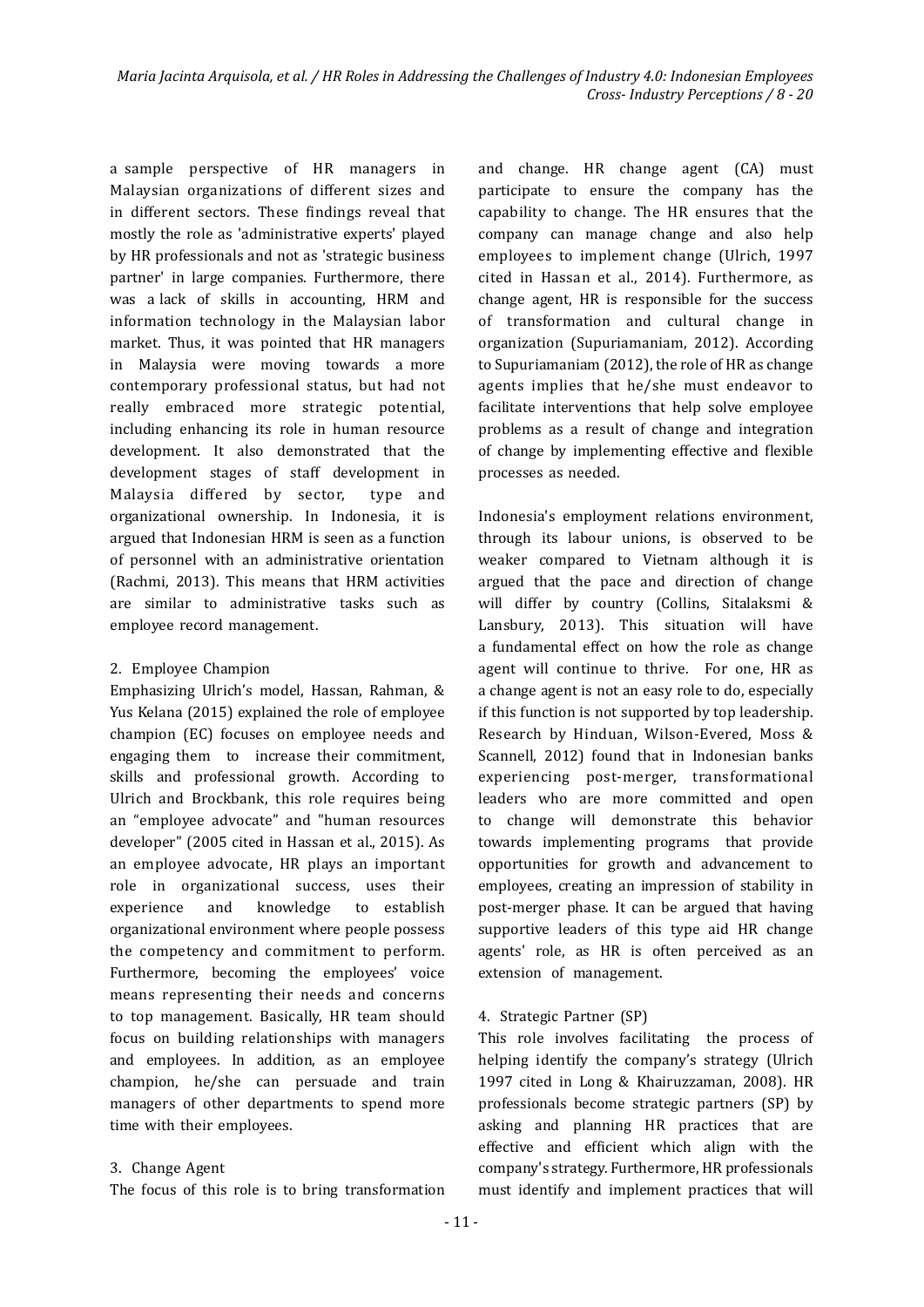a sample perspective of HR managers in Malaysian organizations of different sizes and in different sectors. These findings reveal that mostly the role as 'administrative experts' played by HR professionals and not as 'strategic business partner' in large companies. Furthermore, there was a lack of skills in accounting, HRM and information technology in the Malaysian labor market. Thus, it was pointed that HR managers in Malaysia were moving towards a more contemporary professional status, but had not really embraced more strategic potential, including enhancing its role in human resource development. It also demonstrated that the development stages of staff development in Malaysia differed by sector, type and organizational ownership. In Indonesia, it is argued that Indonesian HRM is seen as a function of personnel with an administrative orientation (Rachmi, 2013). This means that HRM activities are similar to administrative tasks such as employee record management.

2. Employee Champion

Emphasizing Ulrich's model, Hassan, Rahman, & Yus Kelana (2015) explained the role of employee champion (EC) focuses on employee needs and engaging them to increase their commitment, skills and professional growth. According to Ulrich and Brockbank, this role requires being an "employee advocate" and "human resources developer" (2005 cited in Hassan et al., 2015). As an employee advocate, HR plays an important role in organizational success, uses their experience and knowledge to establish organizational environment where people possess the competency and commitment to perform. Furthermore, becoming the employees' voice means representing their needs and concerns to top management. Basically, HR team should focus on building relationships with managers and employees. In addition, as an employee champion, he/she can persuade and train managers of other departments to spend more time with their employees.

3. Change Agent

The focus of this role is to bring transformation and change. HR change agent (CA) must participate to ensure the company has the capability to change. The HR ensures that the company can manage change and also help employees to implement change (Ulrich, 1997 cited in Hassan et al., 2014). Furthermore, as change agent, HR is responsible for the success of transformation and cultural change in organization (Supuriamaniam, 2012). According to Supuriamaniam (2012), the role of HR as change agents implies that he/she must endeavor to facilitate interventions that help solve employee problems as a result of change and integration of change by implementing effective and flexible processes as needed.

Indonesia's employment relations environment, through its labour unions, is observed to be weaker compared to Vietnam although it is argued that the pace and direction of change will differ by country (Collins, Sitalaksmi & Lansbury, 2013). This situation will have a fundamental effect on how the role as change agent will continue to thrive. For one, HR as a change agent is not an easy role to do, especially if this function is not supported by top leadership. Research by Hinduan, Wilson-Evered, Moss & Scannell, 2012) found that in Indonesian banks experiencing post-merger, transformational leaders who are more committed and open to change will demonstrate this behavior towards implementing programs that provide opportunities for growth and advancement to employees, creating an impression of stability in post-merger phase. It can be argued that having supportive leaders of this type aid HR change agents' role, as HR is often perceived as an extension of management.

4. Strategic Partner (SP)

This role involves facilitating the process of helping identify the company's strategy (Ulrich 1997 cited in Long & Khairuzzaman, 2008). HR professionals become strategic partners (SP) by asking and planning HR practices that are effective and efficient which align with the company's strategy. Furthermore, HR professionals must identify and implement practices that will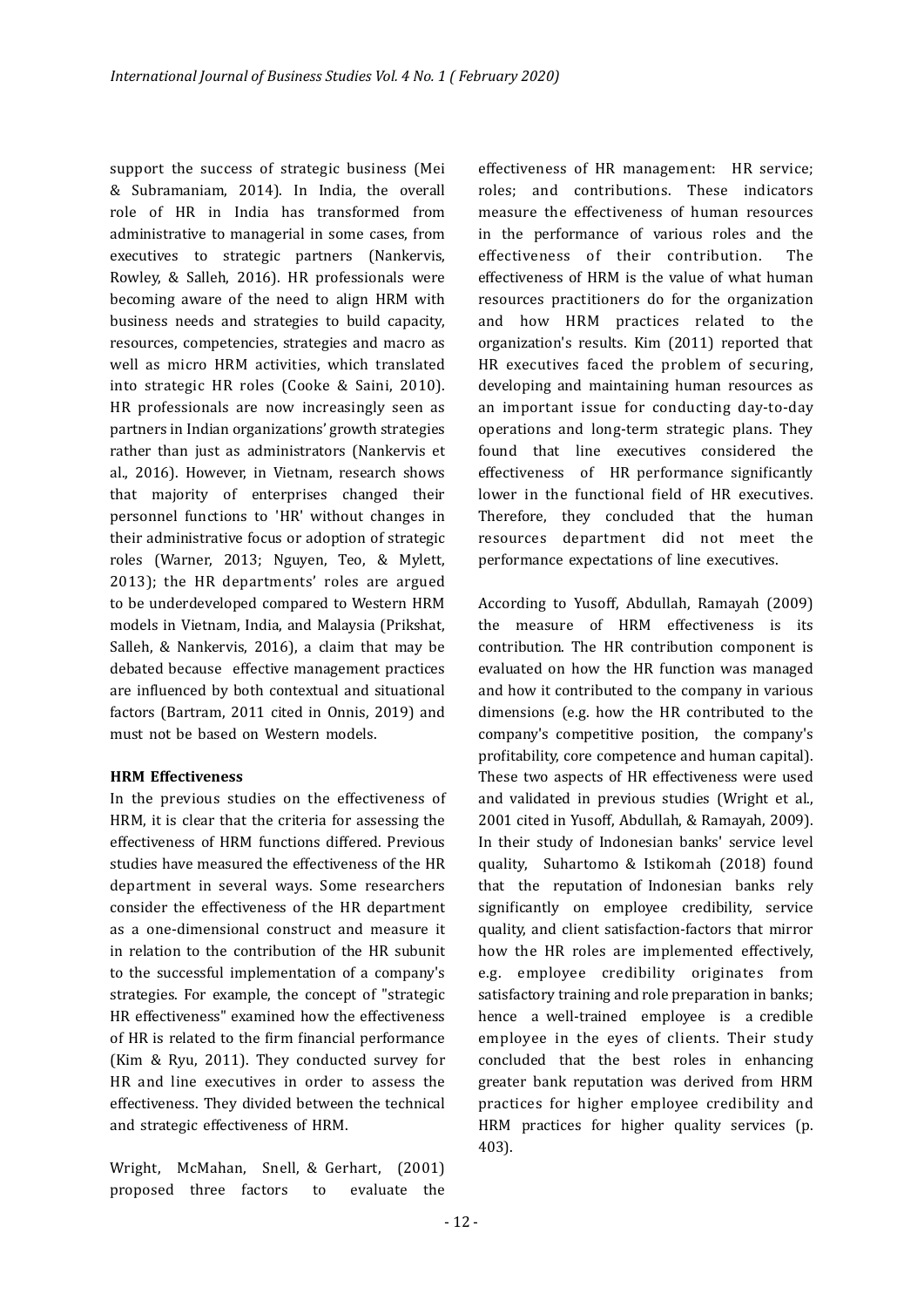support the success of strategic business (Mei & Subramaniam, 2014). In India, the overall role of HR in India has transformed from administrative to managerial in some cases, from executives to strategic partners (Nankervis, Rowley, & Salleh, 2016). HR professionals were becoming aware of the need to align HRM with business needs and strategies to build capacity, resources, competencies, strategies and macro as well as micro HRM activities, which translated into strategic HR roles (Cooke & Saini, 2010). HR professionals are now increasingly seen as partners in Indian organizations' growth strategies rather than just as administrators (Nankervis et al., 2016). However, in Vietnam, research shows that majority of enterprises changed their personnel functions to 'HR' without changes in their administrative focus or adoption of strategic roles (Warner, 2013; Nguyen, Teo, & Mylett, 2013); the HR departments' roles are argued to be underdeveloped compared to Western HRM models in Vietnam, India, and Malaysia (Prikshat, Salleh, & Nankervis, 2016), a claim that may be debated because effective management practices are influenced by both contextual and situational factors (Bartram, 2011 cited in Onnis, 2019) and must not be based on Western models.

**HRM Effectiveness**

In the previous studies on the effectiveness of HRM, it is clear that the criteria for assessing the effectiveness of HRM functions differed. Previous studies have measured the effectiveness of the HR department in several ways. Some researchers consider the effectiveness of the HR department as a one-dimensional construct and measure it in relation to the contribution of the HR subunit to the successful implementation of a company's strategies. For example, the concept of "strategic HR effectiveness" examined how the effectiveness of HR is related to the firm financial performance (Kim & Ryu, 2011). They conducted survey for HR and line executives in order to assess the effectiveness. They divided between the technical and strategic effectiveness of HRM.

Wright, McMahan, Snell, & Gerhart, (2001) proposed three factors to evaluate the effectiveness of HR management: HR service; roles; and contributions. These indicators measure the effectiveness of human resources in the performance of various roles and the effectiveness of their contribution. The effectiveness of HRM is the value of what human resources practitioners do for the organization and how HRM practices related to the organization's results. Kim (2011) reported that HR executives faced the problem of securing, developing and maintaining human resources as an important issue for conducting day-to-day operations and long-term strategic plans. They found that line executives considered the effectiveness of HR performance significantly lower in the functional field of HR executives. Therefore, they concluded that the human resources department did not meet the performance expectations of line executives.

According to Yusoff, Abdullah, Ramayah (2009) the measure of HRM effectiveness is its contribution. The HR contribution component is evaluated on how the HR function was managed and how it contributed to the company in various dimensions (e.g. how the HR contributed to the company's competitive position, the company's profitability, core competence and human capital). These two aspects of HR effectiveness were used and validated in previous studies (Wright et al., 2001 cited in Yusoff, Abdullah, & Ramayah, 2009). In their study of Indonesian banks' service level quality, Suhartomo & Istikomah (2018) found that the reputation of Indonesian banks rely significantly on employee credibility, service quality, and client satisfaction-factors that mirror how the HR roles are implemented effectively, e.g. employee credibility originates from satisfactory training and role preparation in banks; hence a well-trained employee is a credible employee in the eyes of clients. Their study concluded that the best roles in enhancing greater bank reputation was derived from HRM practices for higher employee credibility and HRM practices for higher quality services (p. 403).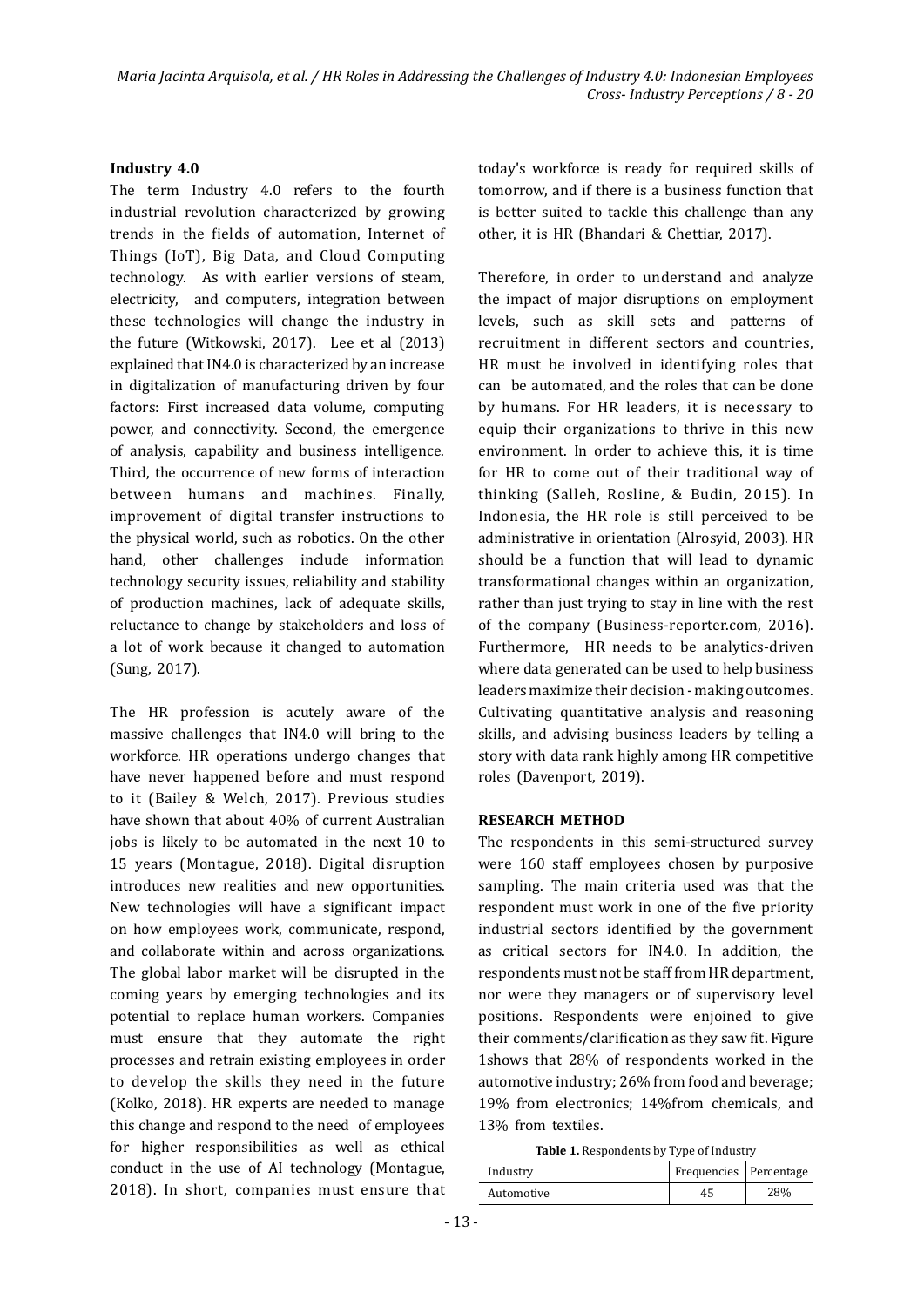### Industry 4.0

The term Industry 4.0 refers to the fourth industrial revolution characterized by growing trends in the fields of automation, Internet of Things (IoT), Big Data, and Cloud Computing technology. As with earlier versions of steam, electricity, and computers, integration between these technologies will change the industry in the future (Witkowski, 2017). Lee et al (2013) explained that IN4.0 is characterized by an increase in digitalization of manufacturing driven by four factors: First increased data volume, computing power, and connectivity. Second, the emergence of analysis, capability and business intelligence. Third, the occurrence of new forms of interaction between humans and machines. Finally, improvement of digital transfer instructions to the physical world, such as robotics. On the other hand, other challenges include information technology security issues, reliability and stability of production machines, lack of adequate skills, reluctance to change by stakeholders and loss of a lot of work because it changed to automation (Sung, 2017).

The HR profession is acutely aware of the massive challenges that IN4.0 will bring to the workforce. HR operations undergo changes that have never happened before and must respond to it (Bailey & Welch, 2017). Previous studies have shown that about 40% of current Australian jobs is likely to be automated in the next 10 to 15 years (Montague, 2018). Digital disruption introduces new realities and new opportunities. New technologies will have a significant impact on how employees work, communicate, respond, and collaborate within and across organizations. The global labor market will be disrupted in the coming years by emerging technologies and its potential to replace human workers. Companies must ensure that they automate the right processes and retrain existing employees in order to develop the skills they need in the future (Kolko, 2018). HR experts are needed to manage this change and respond to the need of employees for higher responsibilities as well as ethical conduct in the use of AI technology (Montague, 2018). In short, companies must ensure that today's workforce is ready for required skills of tomorrow, and if there is a business function that is better suited to tackle this challenge than any other, it is HR (Bhandari & Chettiar, 2017).

Therefore, in order to understand and analyze the impact of major disruptions on employment levels, such as skill sets and patterns of recruitment in different sectors and countries, HR must be involved in identifying roles that can be automated, and the roles that can be done by humans. For HR leaders, it is necessary to equip their organizations to thrive in this new environment. In order to achieve this, it is time for HR to come out of their traditional way of thinking (Salleh, Rosline, & Budin, 2015). In Indonesia, the HR role is still perceived to be administrative in orientation (Alrosyid, 2003). HR should be a function that will lead to dynamic transformational changes within an organization, rather than just trying to stay in line with the rest of the company (Business-reporter.com, 2016). Furthermore, HR needs to be analytics-driven where data generated can be used to help business leaders maximize their decision - making outcomes. Cultivating quantitative analysis and reasoning skills, and advising business leaders by telling a story with data rank highly among HR competitive roles (Davenport, 2019).

## RESEARCH METHOD

The respondents in this semi-structured survey were 160 staff employees chosen by purposive sampling. The main criteria used was that the respondent must work in one of the five priority industrial sectors identified by the government as critical sectors for IN4.0. In addition, the respondents must not be staff from HR department, nor were they managers or of supervisory level positions. Respondents were enjoined to give their comments/clarification as they saw fit. Figure 1shows that 28% of respondents worked in the automotive industry; 26% from food and beverage; 19% from electronics; 14%from chemicals, and 13% from textiles.

**Table 1.** Respondents by Type of Industry

| Industry | Frequencies | Percentage |
|---|---|---|
| Automotive | 45 | 28% |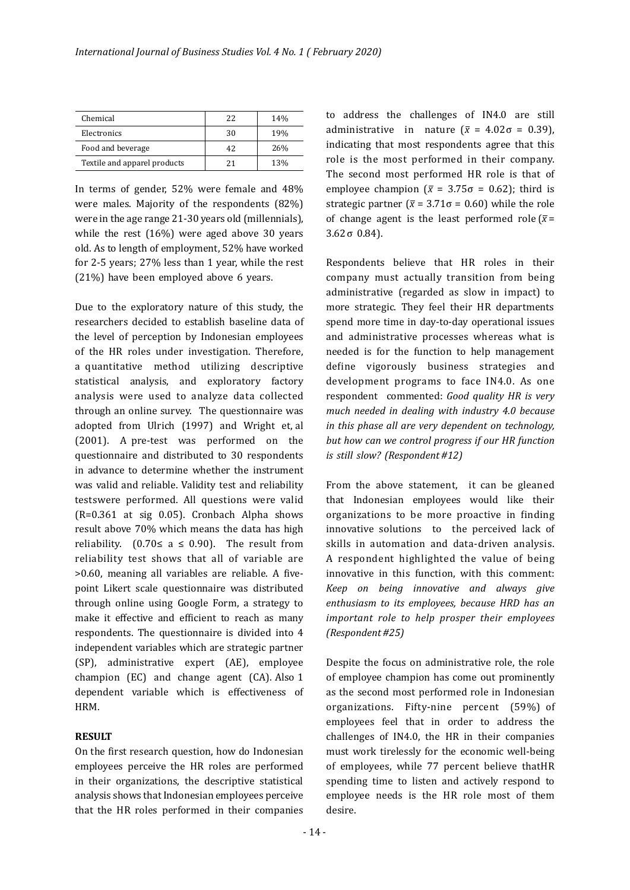| Chemical | 22 | 14% |
|---|---|---|
| Electronics | 30 | 19% |
| Food and beverage | 42 | 26% |
| Textile and apparel products | 21 | 13% |

In terms of gender, 52% were female and 48% were males. Majority of the respondents (82%) were in the age range 21-30 years old (millennials), while the rest (16%) were aged above 30 years old. As to length of employment, 52% have worked for 2-5 years; 27% less than 1 year, while the rest (21%) have been employed above 6 years.

Due to the exploratory nature of this study, the researchers decided to establish baseline data of the level of perception by Indonesian employees of the HR roles under investigation. Therefore, a quantitative method utilizing descriptive statistical analysis, and exploratory factory analysis were used to analyze data collected through an online survey. The questionnaire was adopted from Ulrich (1997) and Wright et, al (2001). A pre-test was performed on the questionnaire and distributed to 30 respondents in advance to determine whether the instrument was valid and reliable. Validity test and reliability testswere performed. All questions were valid (R=0.361 at sig 0.05). Cronbach Alpha shows result above 70% which means the data has high reliability. ($0.70 \leq a \leq 0.90$). The result from reliability test shows that all of variable are >0.60, meaning all variables are reliable. A five-point Likert scale questionnaire was distributed through online using Google Form, a strategy to make it effective and efficient to reach as many respondents. The questionnaire is divided into 4 independent variables which are strategic partner (SP), administrative expert (AE), employee champion (EC) and change agent (CA). Also 1 dependent variable which is effectiveness of HRM.

**RESULT**

On the first research question, how do Indonesian employees perceive the HR roles are performed in their organizations, the descriptive statistical analysis shows that Indonesian employees perceive that the HR roles performed in their companies to address the challenges of IN4.0 are still administrative in nature ($\bar{x}$ = 4.02$\sigma$ = 0.39), indicating that most respondents agree that this role is the most performed in their company. The second most performed HR role is that of employee champion ($\bar{x}$ = 3.75$\sigma$ = 0.62); third is strategic partner ($\bar{x}$ = 3.71$\sigma$ = 0.60) while the role of change agent is the least performed role ($\bar{x}$ = 3.62 $\sigma$ 0.84).

Respondents believe that HR roles in their company must actually transition from being administrative (regarded as slow in impact) to more strategic. They feel their HR departments spend more time in day-to-day operational issues and administrative processes whereas what is needed is for the function to help management define vigorously business strategies and development programs to face IN4.0. As one respondent commented: ***Good quality HR is very much needed in dealing with industry 4.0 because in this phase all are very dependent on technology, but how can we control progress if our HR function is still slow? (Respondent #12)***

From the above statement, it can be gleaned that Indonesian employees would like their organizations to be more proactive in finding innovative solutions to the perceived lack of skills in automation and data-driven analysis. A respondent highlighted the value of being innovative in this function, with this comment: *Keep on being innovative and always give enthusiasm to its employees, because HRD has an important role to help prosper their employees (Respondent #25)*

Despite the focus on administrative role, the role of employee champion has come out prominently as the second most performed role in Indonesian organizations. Fifty-nine percent (59%) of employees feel that in order to address the challenges of IN4.0, the HR in their companies must work tirelessly for the economic well-being of employees, while 77 percent believe thatHR spending time to listen and actively respond to employee needs is the HR role most of them desire.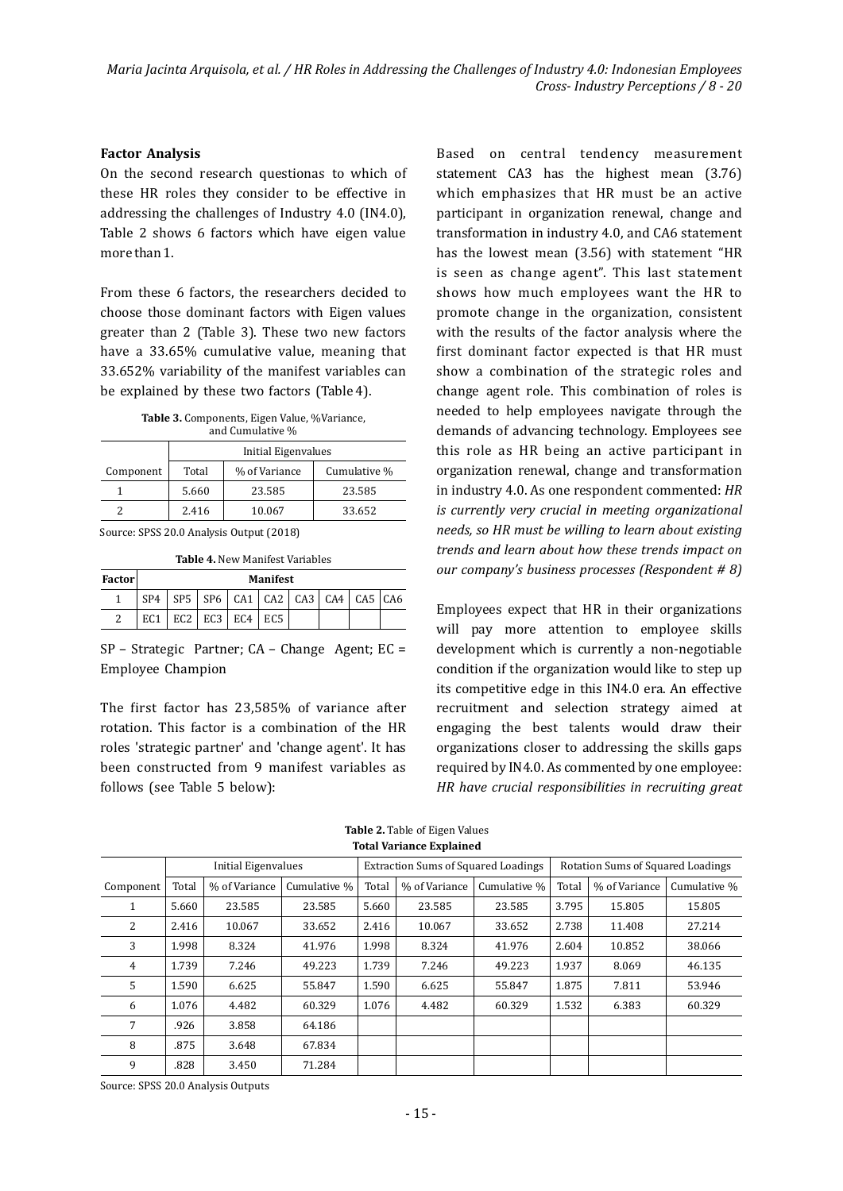### Factor Analysis

On the second research questionas to which of these HR roles they consider to be effective in addressing the challenges of Industry 4.0 (IN4.0), Table 2 shows 6 factors which have eigen value more than 1.

From these 6 factors, the researchers decided to choose those dominant factors with Eigen values greater than 2 (Table 3). These two new factors have a 33.65% cumulative value, meaning that 33.652% variability of the manifest variables can be explained by these two factors (Table 4).

**Table 3.** Components, Eigen Value, %Variance, and Cumulative %

| | Initial Eigenvalues | | |
|---|---|---|---|
| Component | Total | % of Variance | Cumulative % |
| 1 | 5.660 | 23.585 | 23.585 |
| 2 | 2.416 | 10.067 | 33.652 |

Source: SPSS 20.0 Analysis Output (2018)

**Table 4.** New Manifest Variables

| Factor | Manifest | | | | | | | | |
|---|---|---|---|---|---|---|---|---|---|
| 1 | SP4 | SP5 | SP6 | CA1 | CA2 | CA3 | CA4 | CA5 | CA6 |
| 2 | EC1 | EC2 | EC3 | EC4 | EC5 | | | | |

SP – Strategic Partner; CA – Change Agent; EC = Employee Champion

The first factor has 23,585% of variance after rotation. This factor is a combination of the HR roles 'strategic partner' and 'change agent'. It has been constructed from 9 manifest variables as follows (see Table 5 below):

Based on central tendency measurement statement CA3 has the highest mean (3.76) which emphasizes that HR must be an active participant in organization renewal, change and transformation in industry 4.0, and CA6 statement has the lowest mean (3.56) with statement "HR is seen as change agent". This last statement shows how much employees want the HR to promote change in the organization, consistent with the results of the factor analysis where the first dominant factor expected is that HR must show a combination of the strategic roles and change agent role. This combination of roles is needed to help employees navigate through the demands of advancing technology. Employees see this role as HR being an active participant in organization renewal, change and transformation in industry 4.0. As one respondent commented: *HR is currently very crucial in meeting organizational needs, so HR must be willing to learn about existing trends and learn about how these trends impact on our company's business processes (Respondent # 8)*

Employees expect that HR in their organizations will pay more attention to employee skills development which is currently a non-negotiable condition if the organization would like to step up its competitive edge in this IN4.0 era. An effective recruitment and selection strategy aimed at engaging the best talents would draw their organizations closer to addressing the skills gaps required by IN4.0. As commented by one employee: *HR have crucial responsibilities in recruiting great*

**Table 2.** Table of Eigen Values
**Total Variance Explained**

| | Initial Eigenvalues | | | Extraction Sums of Squared Loadings | | | Rotation Sums of Squared Loadings | | |
|---|---|---|---|---|---|---|---|---|---|
| Component | Total | % of Variance | Cumulative % | Total | % of Variance | Cumulative % | Total | % of Variance | Cumulative % |
| 1 | 5.660 | 23.585 | 23.585 | 5.660 | 23.585 | 23.585 | 3.795 | 15.805 | 15.805 |
| 2 | 2.416 | 10.067 | 33.652 | 2.416 | 10.067 | 33.652 | 2.738 | 11.408 | 27.214 |
| 3 | 1.998 | 8.324 | 41.976 | 1.998 | 8.324 | 41.976 | 2.604 | 10.852 | 38.066 |
| 4 | 1.739 | 7.246 | 49.223 | 1.739 | 7.246 | 49.223 | 1.937 | 8.069 | 46.135 |
| 5 | 1.590 | 6.625 | 55.847 | 1.590 | 6.625 | 55.847 | 1.875 | 7.811 | 53.946 |
| 6 | 1.076 | 4.482 | 60.329 | 1.076 | 4.482 | 60.329 | 1.532 | 6.383 | 60.329 |
| 7 | .926 | 3.858 | 64.186 | | | | | | |
| 8 | .875 | 3.648 | 67.834 | | | | | | |
| 9 | .828 | 3.450 | 71.284 | | | | | | |

Source: SPSS 20.0 Analysis Outputs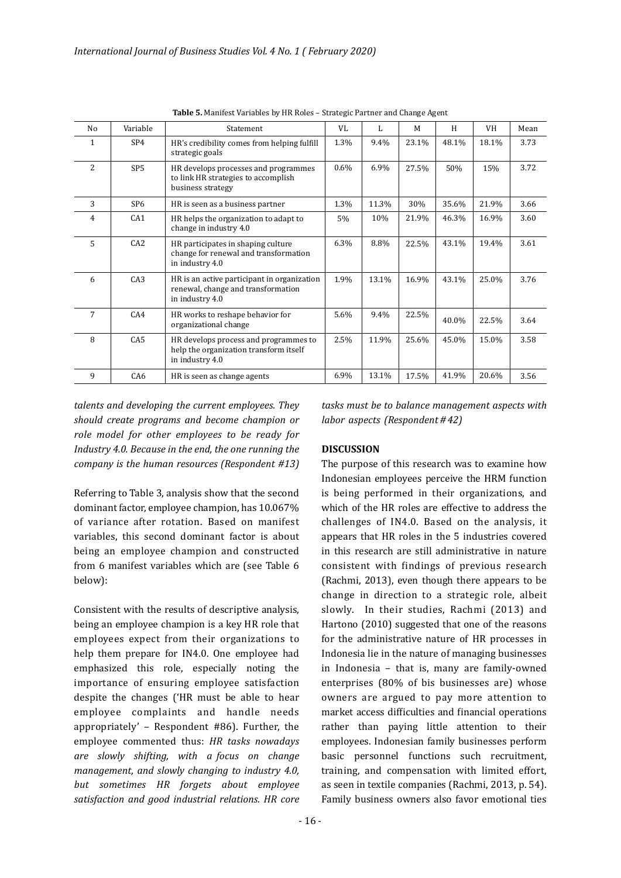**Table 5.** Manifest Variables by HR Roles – Strategic Partner and Change Agent

| No | Variable | Statement | VL | L | M | H | VH | Mean |
|---|---|---|---|---|---|---|---|---|
| 1 | SP4 | HR's credibility comes from helping fulfill strategic goals | 1.3% | 9.4% | 23.1% | 48.1% | 18.1% | 3.73 |
| 2 | SP5 | HR develops processes and programmes to link HR strategies to accomplish business strategy | 0.6% | 6.9% | 27.5% | 50% | 15% | 3.72 |
| 3 | SP6 | HR is seen as a business partner | 1.3% | 11.3% | 30% | 35.6% | 21.9% | 3.66 |
| 4 | CA1 | HR helps the organization to adapt to change in industry 4.0 | 5% | 10% | 21.9% | 46.3% | 16.9% | 3.60 |
| 5 | CA2 | HR participates in shaping culture change for renewal and transformation in industry 4.0 | 6.3% | 8.8% | 22.5% | 43.1% | 19.4% | 3.61 |
| 6 | CA3 | HR is an active participant in organization renewal, change and transformation in industry 4.0 | 1.9% | 13.1% | 16.9% | 43.1% | 25.0% | 3.76 |
| 7 | CA4 | HR works to reshape behavior for organizational change | 5.6% | 9.4% | 22.5% | 40.0% | 22.5% | 3.64 |
| 8 | CA5 | HR develops process and programmes to help the organization transform itself in industry 4.0 | 2.5% | 11.9% | 25.6% | 45.0% | 15.0% | 3.58 |
| 9 | CA6 | HR is seen as change agents | 6.9% | 13.1% | 17.5% | 41.9% | 20.6% | 3.56 |

*talents and developing the current employees. They should create programs and become champion or role model for other employees to be ready for Industry 4.0. Because in the end, the one running the company is the human resources (Respondent #13)*

Referring to Table 3, analysis show that the second dominant factor, employee champion, has 10.067% of variance after rotation. Based on manifest variables, this second dominant factor is about being an employee champion and constructed from 6 manifest variables which are (see Table 6 below):

Consistent with the results of descriptive analysis, being an employee champion is a key HR role that employees expect from their organizations to help them prepare for IN4.0. One employee had emphasized this role, especially noting the importance of ensuring employee satisfaction despite the changes ('HR must be able to hear employee complaints and handle needs appropriately' – Respondent #86). Further, the employee commented thus: *HR tasks nowadays are slowly shifting, with a focus on change management, and slowly changing to industry 4.0, but sometimes HR forgets about employee satisfaction and good industrial relations. HR core tasks must be to balance management aspects with labor aspects (Respondent #42)*

## DISCUSSION

The purpose of this research was to examine how Indonesian employees perceive the HRM function is being performed in their organizations, and which of the HR roles are effective to address the challenges of IN4.0. Based on the analysis, it appears that HR roles in the 5 industries covered in this research are still administrative in nature consistent with findings of previous research (Rachmi, 2013), even though there appears to be change in direction to a strategic role, albeit slowly. In their studies, Rachmi (2013) and Hartono (2010) suggested that one of the reasons for the administrative nature of HR processes in Indonesia lie in the nature of managing businesses in Indonesia – that is, many are family-owned enterprises (80% of bis businesses are) whose owners are argued to pay more attention to market access difficulties and financial operations rather than paying little attention to their employees. Indonesian family businesses perform basic personnel functions such recruitment, training, and compensation with limited effort, as seen in textile companies (Rachmi, 2013, p. 54). Family business owners also favor emotional ties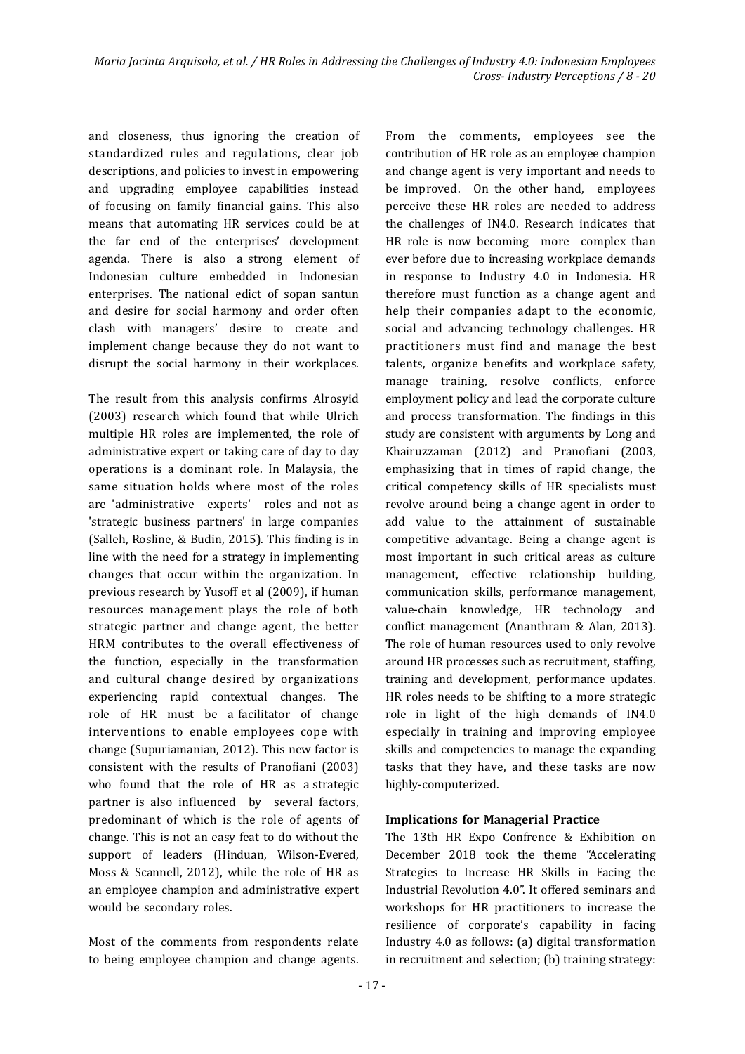and closeness, thus ignoring the creation of standardized rules and regulations, clear job descriptions, and policies to invest in empowering and upgrading employee capabilities instead of focusing on family financial gains. This also means that automating HR services could be at the far end of the enterprises' development agenda. There is also a strong element of Indonesian culture embedded in Indonesian enterprises. The national edict of sopan santun and desire for social harmony and order often clash with managers' desire to create and implement change because they do not want to disrupt the social harmony in their workplaces.

The result from this analysis confirms Alrosyid (2003) research which found that while Ulrich multiple HR roles are implemented, the role of administrative expert or taking care of day to day operations is a dominant role. In Malaysia, the same situation holds where most of the roles are 'administrative experts' roles and not as 'strategic business partners' in large companies (Salleh, Rosline, & Budin, 2015). This finding is in line with the need for a strategy in implementing changes that occur within the organization. In previous research by Yusoff et al (2009), if human resources management plays the role of both strategic partner and change agent, the better HRM contributes to the overall effectiveness of the function, especially in the transformation and cultural change desired by organizations experiencing rapid contextual changes. The role of HR must be a facilitator of change interventions to enable employees cope with change (Supuriamanian, 2012). This new factor is consistent with the results of Pranofiani (2003) who found that the role of HR as a strategic partner is also influenced by several factors, predominant of which is the role of agents of change. This is not an easy feat to do without the support of leaders (Hinduan, Wilson-Evered, Moss & Scannell, 2012), while the role of HR as an employee champion and administrative expert would be secondary roles.

Most of the comments from respondents relate to being employee champion and change agents. From the comments, employees see the contribution of HR role as an employee champion and change agent is very important and needs to be improved. On the other hand, employees perceive these HR roles are needed to address the challenges of IN4.0. Research indicates that HR role is now becoming more complex than ever before due to increasing workplace demands in response to Industry 4.0 in Indonesia. HR therefore must function as a change agent and help their companies adapt to the economic, social and advancing technology challenges. HR practitioners must find and manage the best talents, organize benefits and workplace safety, manage training, resolve conflicts, enforce employment policy and lead the corporate culture and process transformation. The findings in this study are consistent with arguments by Long and Khairuzzaman (2012) and Pranofiani (2003, emphasizing that in times of rapid change, the critical competency skills of HR specialists must revolve around being a change agent in order to add value to the attainment of sustainable competitive advantage. Being a change agent is most important in such critical areas as culture management, effective relationship building, communication skills, performance management, value-chain knowledge, HR technology and conflict management (Ananthram & Alan, 2013). The role of human resources used to only revolve around HR processes such as recruitment, staffing, training and development, performance updates. HR roles needs to be shifting to a more strategic role in light of the high demands of IN4.0 especially in training and improving employee skills and competencies to manage the expanding tasks that they have, and these tasks are now highly-computerized.

**Implications for Managerial Practice**

The 13th HR Expo Confrence & Exhibition on December 2018 took the theme "Accelerating Strategies to Increase HR Skills in Facing the Industrial Revolution 4.0". It offered seminars and workshops for HR practitioners to increase the resilience of corporate's capability in facing Industry 4.0 as follows: (a) digital transformation in recruitment and selection; (b) training strategy: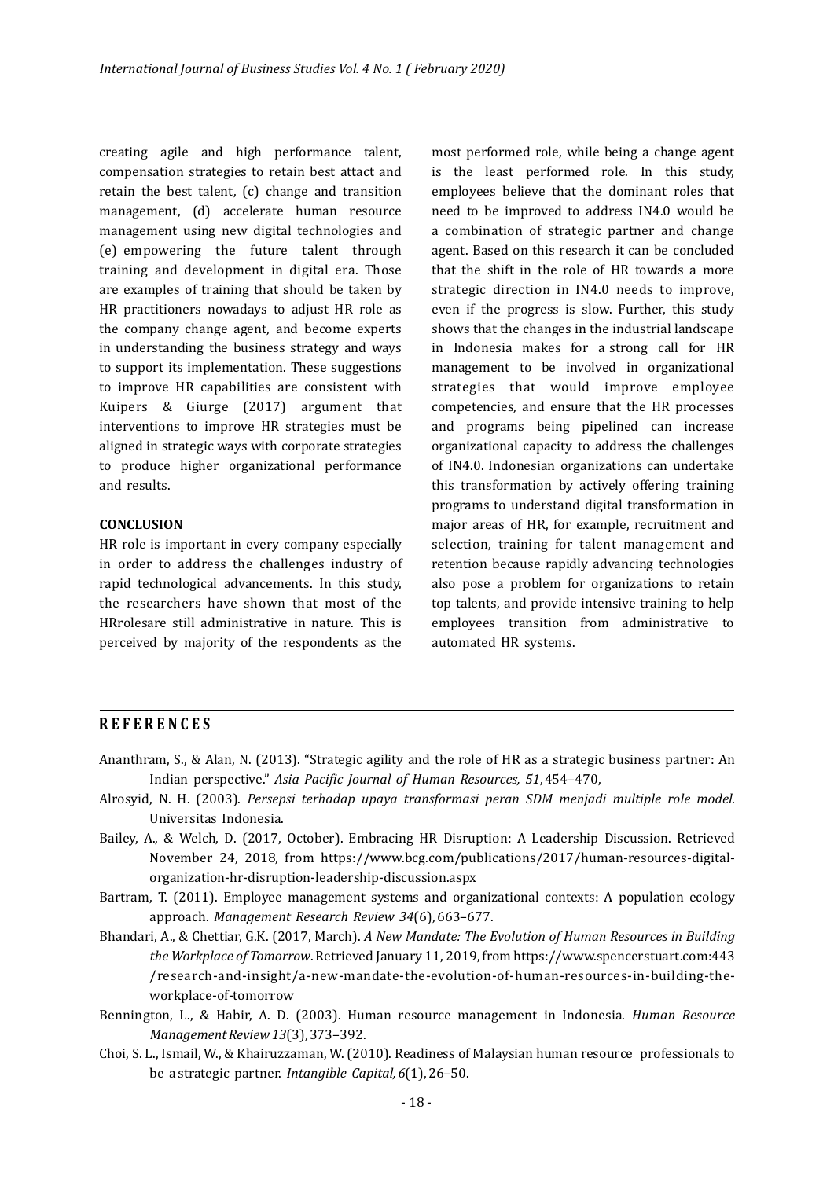creating agile and high performance talent, compensation strategies to retain best attact and retain the best talent, (c) change and transition management, (d) accelerate human resource management using new digital technologies and (e) empowering the future talent through training and development in digital era. Those are examples of training that should be taken by HR practitioners nowadays to adjust HR role as the company change agent, and become experts in understanding the business strategy and ways to support its implementation. These suggestions to improve HR capabilities are consistent with Kuipers & Giurge (2017) argument that interventions to improve HR strategies must be aligned in strategic ways with corporate strategies to produce higher organizational performance and results.

## CONCLUSION

HR role is important in every company especially in order to address the challenges industry of rapid technological advancements. In this study, the researchers have shown that most of the HRrolesare still administrative in nature. This is perceived by majority of the respondents as the most performed role, while being a change agent is the least performed role. In this study, employees believe that the dominant roles that need to be improved to address IN4.0 would be a combination of strategic partner and change agent. Based on this research it can be concluded that the shift in the role of HR towards a more strategic direction in IN4.0 needs to improve, even if the progress is slow. Further, this study shows that the changes in the industrial landscape in Indonesia makes for a strong call for HR management to be involved in organizational strategies that would improve employee competencies, and ensure that the HR processes and programs being pipelined can increase organizational capacity to address the challenges of IN4.0. Indonesian organizations can undertake this transformation by actively offering training programs to understand digital transformation in major areas of HR, for example, recruitment and selection, training for talent management and retention because rapidly advancing technologies also pose a problem for organizations to retain top talents, and provide intensive training to help employees transition from administrative to automated HR systems.

## REFERENCES

Ananthram, S., & Alan, N. (2013). "Strategic agility and the role of HR as a strategic business partner: An Indian perspective." *Asia Pacific Journal of Human Resources, 51*, 454–470,

Alrosyid, N. H. (2003). *Persepsi terhadap upaya transformasi peran SDM menjadi multiple role model.* Universitas Indonesia.

Bailey, A., & Welch, D. (2017, October). Embracing HR Disruption: A Leadership Discussion. Retrieved November 24, 2018, from https://www.bcg.com/publications/2017/human-resources-digital-organization-hr-disruption-leadership-discussion.aspx

Bartram, T. (2011). Employee management systems and organizational contexts: A population ecology approach. *Management Research Review 34*(6), 663–677.

Bhandari, A., & Chettiar, G.K. (2017, March). *A New Mandate: The Evolution of Human Resources in Building the Workplace of Tomorrow*. Retrieved January 11, 2019, from https://www.spencerstuart.com:443/research-and-insight/a-new-mandate-the-evolution-of-human-resources-in-building-the-workplace-of-tomorrow

Bennington, L., & Habir, A. D. (2003). Human resource management in Indonesia. *Human Resource Management Review 13*(3), 373–392.

Choi, S. L., Ismail, W., & Khairuzzaman, W. (2010). Readiness of Malaysian human resource professionals to be a strategic partner. *Intangible Capital, 6*(1), 26–50.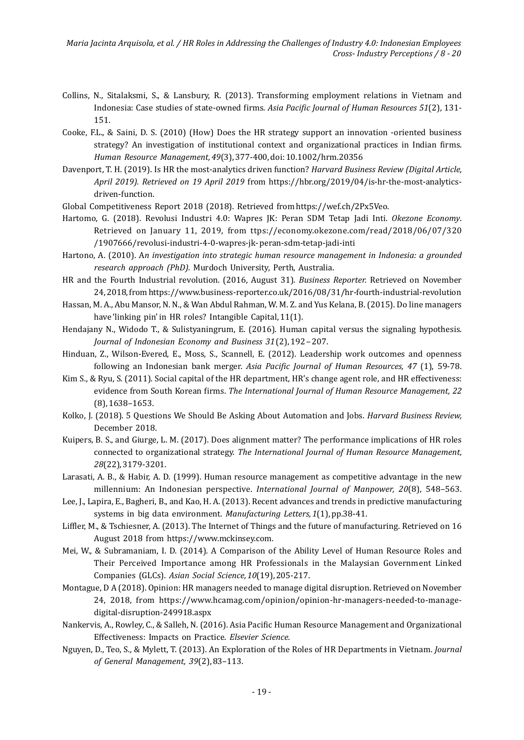Collins, N., Sitalaksmi, S., & Lansbury, R. (2013). Transforming employment relations in Vietnam and Indonesia: Case studies of state-owned firms. *Asia Pacific Journal of Human Resources 51*(2), 131-151.

Cooke, F.L., & Saini, D. S. (2010) (How) Does the HR strategy support an innovation -oriented business strategy? An investigation of institutional context and organizational practices in Indian firms. *Human Resource Management, 49*(3), 377-400, doi: 10.1002/hrm.20356

Davenport, T. H. (2019). Is HR the most-analytics driven function? *Harvard Business Review (Digital Article, April 2019). Retrieved on 19 April 2019* from https://hbr.org/2019/04/is-hr-the-most-analytics-driven-function.

Global Competitiveness Report 2018 (2018). Retrieved from https://wef.ch/2Px5Veo.

Hartomo, G. (2018). Revolusi Industri 4.0: Wapres JK: Peran SDM Tetap Jadi Inti. *Okezone Economy*. Retrieved on January 11, 2019, from ttps://economy.okezone.com/read/2018/06/07/320/1907666/revolusi-industri-4-0-wapres-jk-peran-sdm-tetap-jadi-inti

Hartono, A. (2010). A*n investigation into strategic human resource management in Indonesia: a grounded research approach (PhD)*. Murdoch University, Perth, Australia.

HR and the Fourth Industrial revolution. (2016, August 31). *Business Reporter.* Retrieved on November 24, 2018, from https://www.business-reporter.co.uk/2016/08/31/hr-fourth-industrial-revolution

Hassan, M. A., Abu Mansor, N. N., & Wan Abdul Rahman, W. M. Z. and Yus Kelana, B. (2015). Do line managers have 'linking pin' in HR roles? Intangible Capital, 11(1).

Hendajany N., Widodo T., & Sulistyaningrum, E. (2016). Human capital versus the signaling hypothesis. *Journal of Indonesian Economy and Business 31*(2), 192 – 207.

Hinduan, Z., Wilson-Evered, E., Moss, S., Scannell, E. (2012). Leadership work outcomes and openness following an Indonesian bank merger. *Asia Pacific Journal of Human Resources, 47* (1), 59-78.

Kim S., & Ryu, S. (2011). Social capital of the HR department, HR's change agent role, and HR effectiveness: evidence from South Korean firms. *The International Journal of Human Resource Management, 22* (8), 1638–1653.

Kolko, J. (2018). 5 Questions We Should Be Asking About Automation and Jobs. *Harvard Business Review,* December 2018.

Kuipers, B. S., and Giurge, L. M. (2017). Does alignment matter? The performance implications of HR roles connected to organizational strategy. *The International Journal of Human Resource Management, 28*(22), 3179-3201.

Larasati, A. B., & Habir, A. D. (1999). Human resource management as competitive advantage in the new millennium: An Indonesian perspective. *International Journal of Manpower, 20*(8), 548–563.

Lee, J., Lapira, E., Bagheri, B., and Kao, H. A. (2013). Recent advances and trends in predictive manufacturing systems in big data environment. *Manufacturing Letters, 1*(1), pp.38-41.

Liffler, M., & Tschiesner, A. (2013). The Internet of Things and the future of manufacturing. Retrieved on 16 August 2018 from https://www.mckinsey.com.

Mei, W., & Subramaniam, I. D. (2014). A Comparison of the Ability Level of Human Resource Roles and Their Perceived Importance among HR Professionals in the Malaysian Government Linked Companies (GLCs). *Asian Social Science, 10*(19), 205-217.

Montague, D A (2018). Opinion: HR managers needed to manage digital disruption. Retrieved on November 24, 2018, from https://www.hcamag.com/opinion/opinion-hr-managers-needed-to-manage-digital-disruption-249918.aspx

Nankervis, A., Rowley, C., & Salleh, N. (2016). Asia Pacific Human Resource Management and Organizational Effectiveness: Impacts on Practice. *Elsevier Science.*

Nguyen, D., Teo, S., & Mylett, T. (2013). An Exploration of the Roles of HR Departments in Vietnam. *Journal of General Management, 39*(2), 83–113.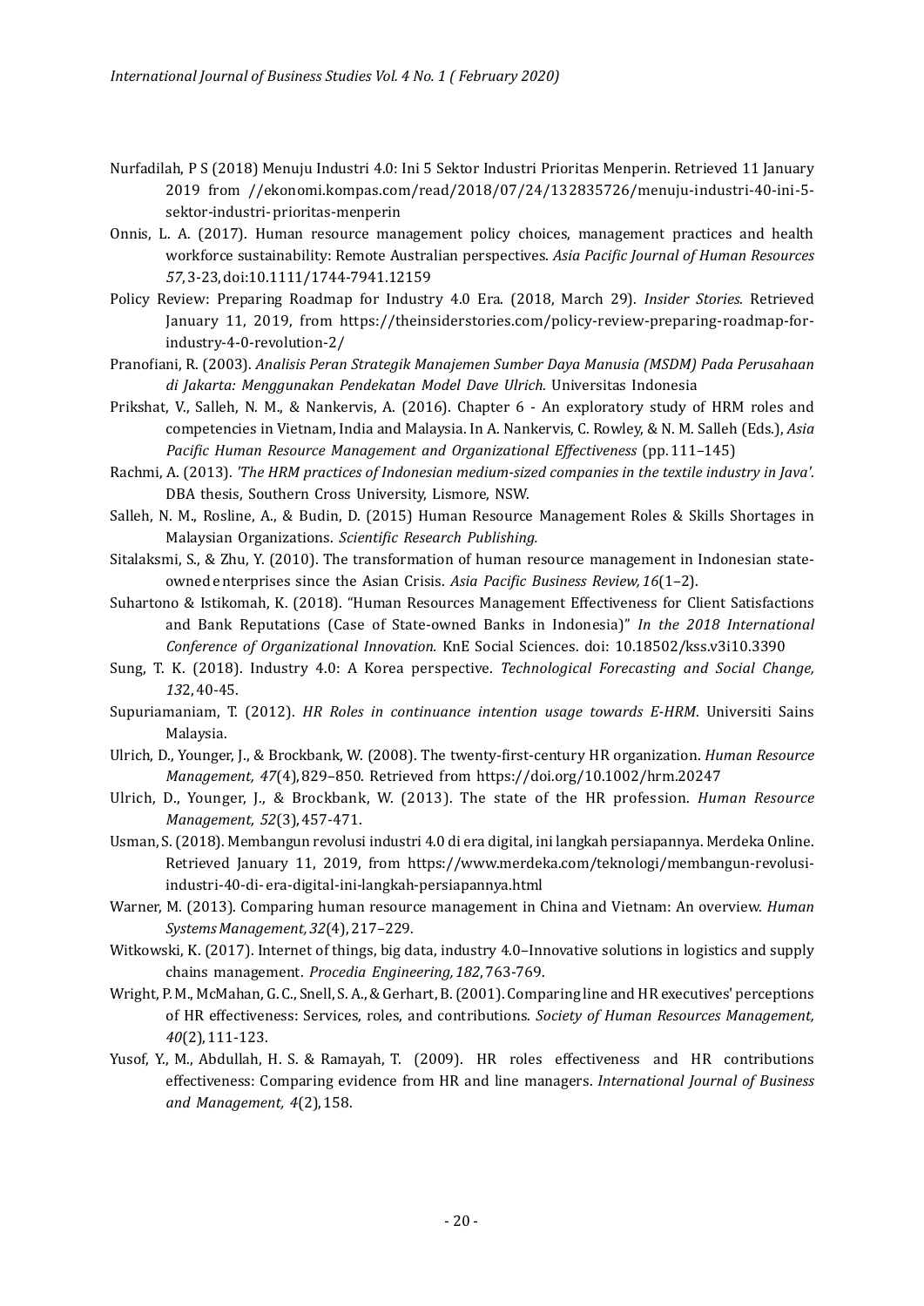Nurfadilah, P S (2018) Menuju Industri 4.0: Ini 5 Sektor Industri Prioritas Menperin. Retrieved 11 January 2019 from //ekonomi.kompas.com/read/2018/07/24/132835726/menuju-industri-40-ini-5-sektor-industri-prioritas-menperin

Onnis, L. A. (2017). Human resource management policy choices, management practices and health workforce sustainability: Remote Australian perspectives. *Asia Pacific Journal of Human Resources 57*, 3-23, doi:10.1111/1744-7941.12159

Policy Review: Preparing Roadmap for Industry 4.0 Era. (2018, March 29). *Insider Stories*. Retrieved January 11, 2019, from https://theinsiderstories.com/policy-review-preparing-roadmap-for-industry-4-0-revolution-2/

Pranofiani, R. (2003). *Analisis Peran Strategik Manajemen Sumber Daya Manusia (MSDM) Pada Perusahaan di Jakarta: Menggunakan Pendekatan Model Dave Ulrich*. Universitas Indonesia

Prikshat, V., Salleh, N. M., & Nankervis, A. (2016). Chapter 6 - An exploratory study of HRM roles and competencies in Vietnam, India and Malaysia. In A. Nankervis, C. Rowley, & N. M. Salleh (Eds.), *Asia Pacific Human Resource Management and Organizational Effectiveness* (pp. 111–145)

Rachmi, A. (2013). *'The HRM practices of Indonesian medium-sized companies in the textile industry in Java'*. DBA thesis, Southern Cross University, Lismore, NSW.

Salleh, N. M., Rosline, A., & Budin, D. (2015) Human Resource Management Roles & Skills Shortages in Malaysian Organizations. *Scientific Research Publishing.*

Sitalaksmi, S., & Zhu, Y. (2010). The transformation of human resource management in Indonesian state-owned enterprises since the Asian Crisis. *Asia Pacific Business Review, 16*(1–2).

Suhartono & Istikomah, K. (2018). "Human Resources Management Effectiveness for Client Satisfactions and Bank Reputations (Case of State-owned Banks in Indonesia)" *In the 2018 International Conference of Organizational Innovation.* KnE Social Sciences. doi: 10.18502/kss.v3i10.3390

Sung, T. K. (2018). Industry 4.0: A Korea perspective. *Technological Forecasting and Social Change, 13*2, 40-45.

Supuriamaniam, T. (2012). *HR Roles in continuance intention usage towards E-HRM*. Universiti Sains Malaysia.

Ulrich, D., Younger, J., & Brockbank, W. (2008). The twenty-first-century HR organization. *Human Resource Management, 47*(4), 829–850. Retrieved from https://doi.org/10.1002/hrm.20247

Ulrich, D., Younger, J., & Brockbank, W. (2013). The state of the HR profession. *Human Resource Management, 52*(3), 457-471.

Usman, S. (2018). Membangun revolusi industri 4.0 di era digital, ini langkah persiapannya. Merdeka Online. Retrieved January 11, 2019, from https://www.merdeka.com/teknologi/membangun-revolusi-industri-40-di-era-digital-ini-langkah-persiapannya.html

Warner, M. (2013). Comparing human resource management in China and Vietnam: An overview. *Human Systems Management, 32*(4), 217–229.

Witkowski, K. (2017). Internet of things, big data, industry 4.0–Innovative solutions in logistics and supply chains management. *Procedia Engineering, 182*, 763-769.

Wright, P. M., McMahan, G. C., Snell, S. A., & Gerhart, B. (2001). Comparing line and HR executives' perceptions of HR effectiveness: Services, roles, and contributions. *Society of Human Resources Management, 40*(2), 111-123.

Yusof, Y., M., Abdullah, H. S. & Ramayah, T. (2009). HR roles effectiveness and HR contributions effectiveness: Comparing evidence from HR and line managers. *International Journal of Business and Management, 4*(2), 158.